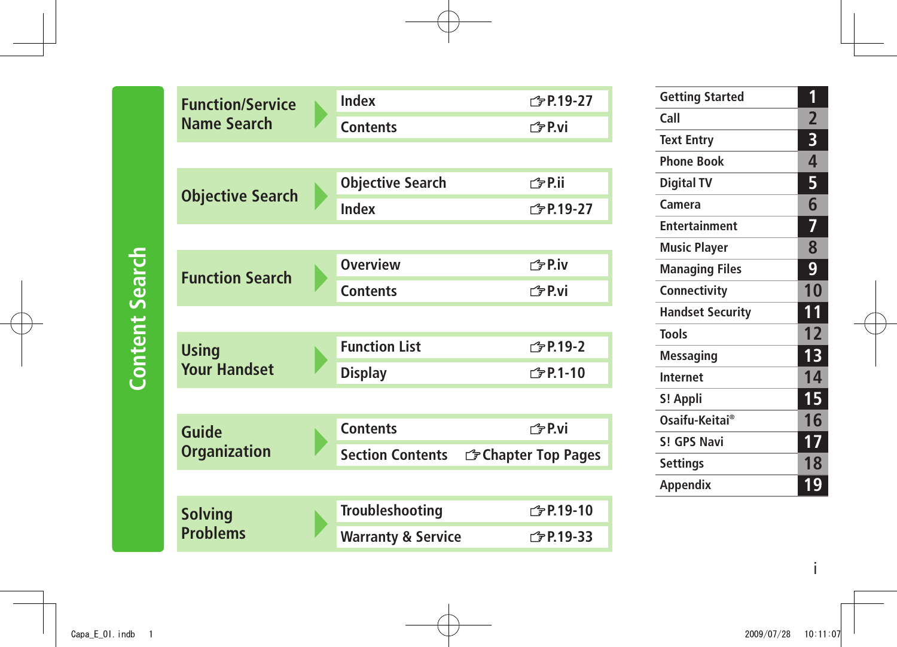# Content Search

| Search | Item | Reference |
| --- | --- | --- |
| Function/Service Name Search | Index | ☞P.19-27 |
| | Contents | ☞P.vi |
| Objective Search | Objective Search | ☞P.ii |
| | Index | ☞P.19-27 |
| Function Search | Overview | ☞P.iv |
| | Contents | ☞P.vi |
| Using Your Handset | Function List | ☞P.19-2 |
| | Display | ☞P.1-10 |
| Guide Organization | Contents | ☞P.vi |
| | Section Contents | ☞Chapter Top Pages |
| Solving Problems | Troubleshooting | ☞P.19-10 |
| | Warranty & Service | ☞P.19-33 |

| Chapter | No. |
| --- | --- |
| Getting Started | 1 |
| Call | 2 |
| Text Entry | 3 |
| Phone Book | 4 |
| Digital TV | 5 |
| Camera | 6 |
| Entertainment | 7 |
| Music Player | 8 |
| Managing Files | 9 |
| Connectivity | 10 |
| Handset Security | 11 |
| Tools | 12 |
| Messaging | 13 |
| Internet | 14 |
| S! Appli | 15 |
| Osaifu-Keitai® | 16 |
| S! GPS Navi | 17 |
| Settings | 18 |
| Appendix | 19 |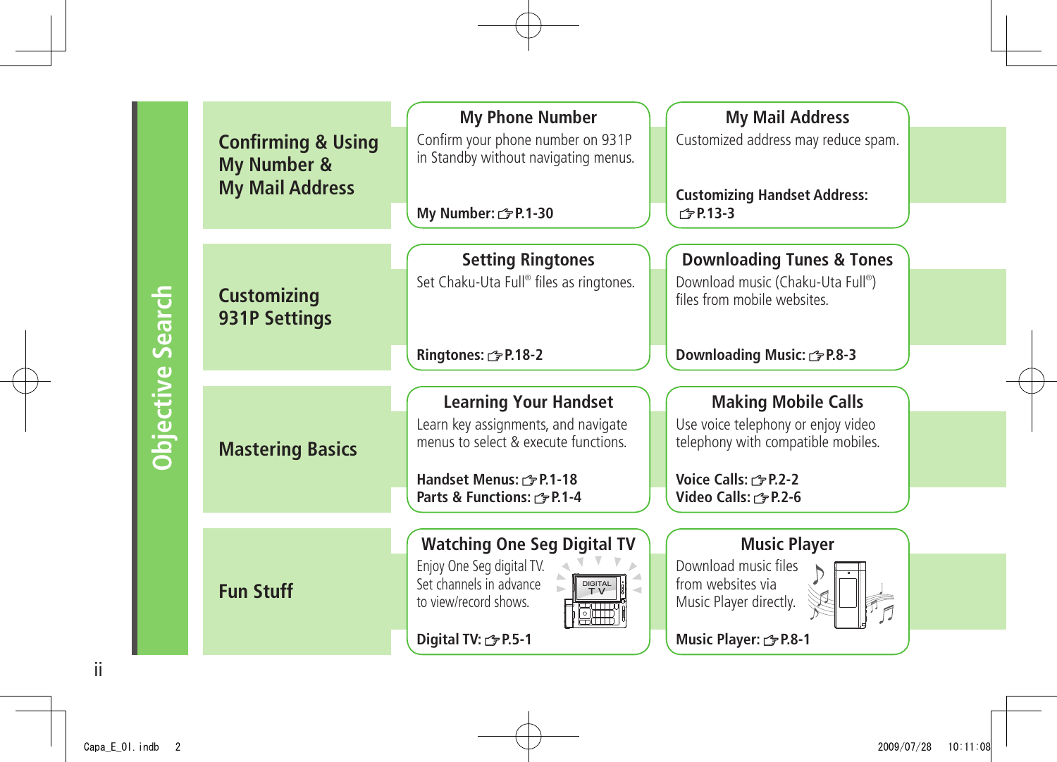# Objective Search

## Confirming & Using My Number & My Mail Address

### My Phone Number

Confirm your phone number on 931P in Standby without navigating menus.

**My Number: ☞P.1-30**

### My Mail Address

Customized address may reduce spam.

**Customizing Handset Address: ☞P.13-3**

## Customizing 931P Settings

### Setting Ringtones

Set Chaku-Uta Full® files as ringtones.

**Ringtones: ☞P.18-2**

### Downloading Tunes & Tones

Download music (Chaku-Uta Full®) files from mobile websites.

**Downloading Music: ☞P.8-3**

## Mastering Basics

### Learning Your Handset

Learn key assignments, and navigate menus to select & execute functions.

**Handset Menus: ☞P.1-18**
**Parts & Functions: ☞P.1-4**

### Making Mobile Calls

Use voice telephony or enjoy video telephony with compatible mobiles.

**Voice Calls: ☞P.2-2**
**Video Calls: ☞P.2-6**

## Fun Stuff

### Watching One Seg Digital TV

Enjoy One Seg digital TV. Set channels in advance to view/record shows.

**Digital TV: ☞P.5-1**

### Music Player

Download music files from websites via Music Player directly.

**Music Player: ☞P.8-1**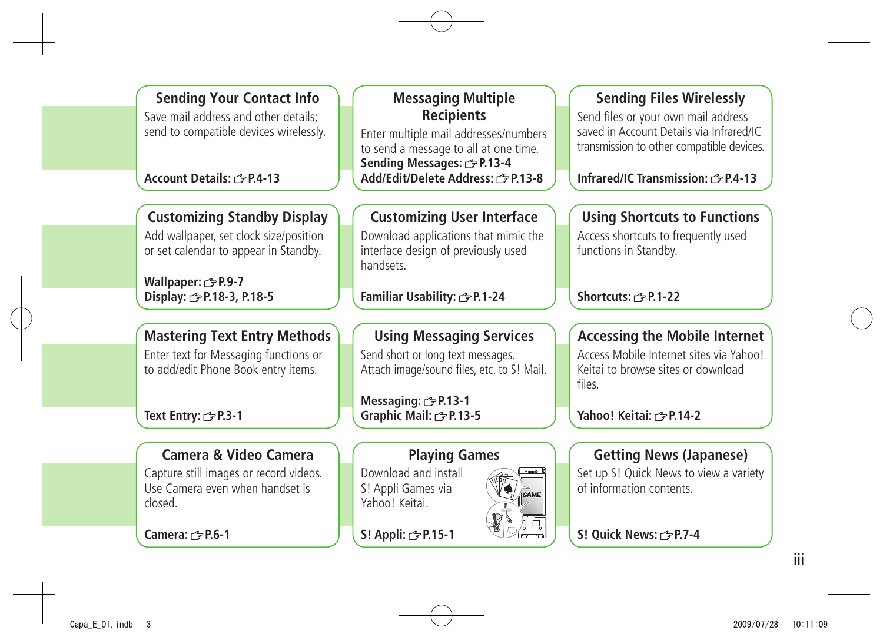## Sending Your Contact Info

Save mail address and other details; send to compatible devices wirelessly.

**Account Details: ☞P.4-13**

## Messaging Multiple Recipients

Enter multiple mail addresses/numbers to send a message to all at one time.

**Sending Messages: ☞P.13-4**
**Add/Edit/Delete Address: ☞P.13-8**

## Sending Files Wirelessly

Send files or your own mail address saved in Account Details via Infrared/IC transmission to other compatible devices.

**Infrared/IC Transmission: ☞P.4-13**

## Customizing Standby Display

Add wallpaper, set clock size/position or set calendar to appear in Standby.

**Wallpaper: ☞P.9-7**
**Display: ☞P.18-3, P.18-5**

## Customizing User Interface

Download applications that mimic the interface design of previously used handsets.

**Familiar Usability: ☞P.1-24**

## Using Shortcuts to Functions

Access shortcuts to frequently used functions in Standby.

**Shortcuts: ☞P.1-22**

## Mastering Text Entry Methods

Enter text for Messaging functions or to add/edit Phone Book entry items.

**Text Entry: ☞P.3-1**

## Using Messaging Services

Send short or long text messages. Attach image/sound files, etc. to S! Mail.

**Messaging: ☞P.13-1**
**Graphic Mail: ☞P.13-5**

## Accessing the Mobile Internet

Access Mobile Internet sites via Yahoo! Keitai to browse sites or download files.

**Yahoo! Keitai: ☞P.14-2**

## Camera & Video Camera

Capture still images or record videos. Use Camera even when handset is closed.

**Camera: ☞P.6-1**

## Playing Games

Download and install S! Appli Games via Yahoo! Keitai.

**S! Appli: ☞P.15-1**

## Getting News (Japanese)

Set up S! Quick News to view a variety of information contents.

**S! Quick News: ☞P.7-4**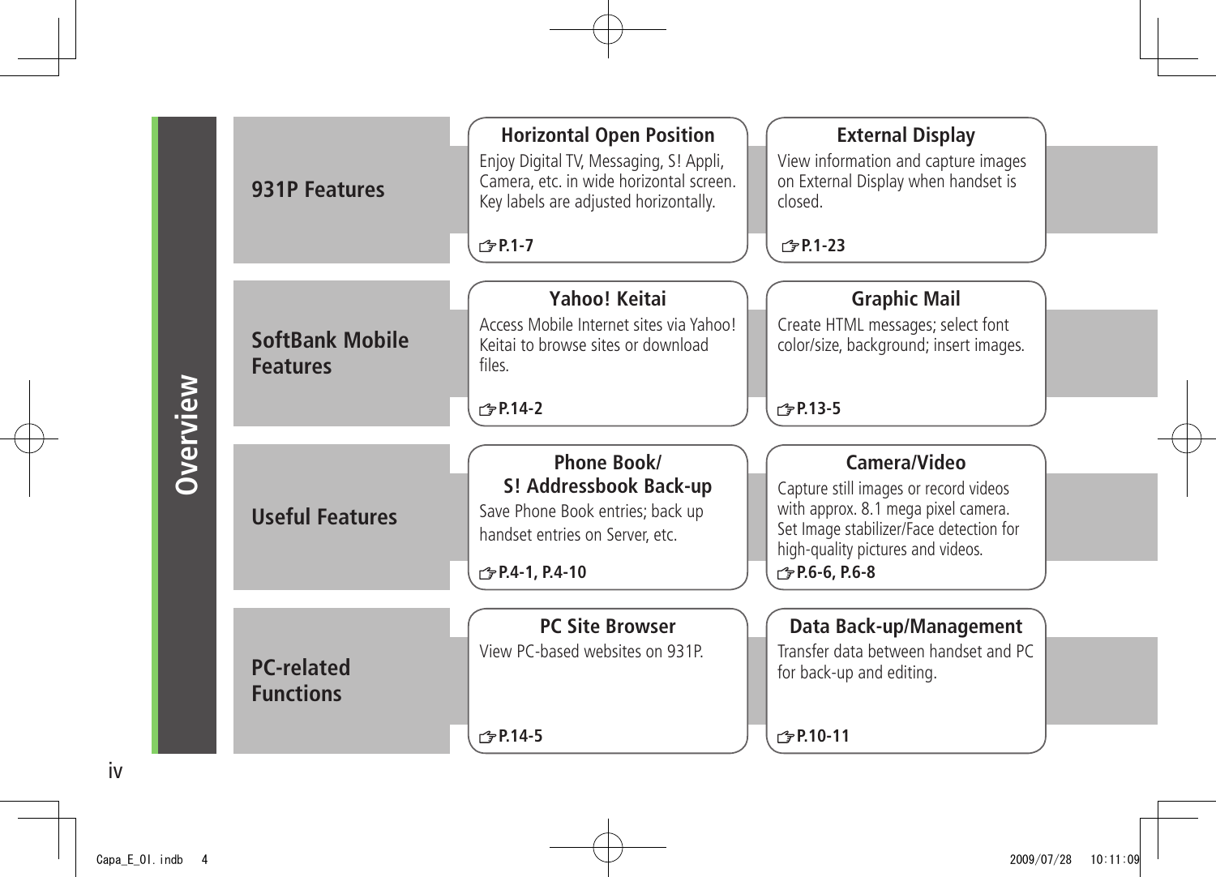# Overview

## 931P Features

### Horizontal Open Position

Enjoy Digital TV, Messaging, S! Appli, Camera, etc. in wide horizontal screen. Key labels are adjusted horizontally.

☞P.1-7

### External Display

View information and capture images on External Display when handset is closed.

☞P.1-23

## SoftBank Mobile Features

### Yahoo! Keitai

Access Mobile Internet sites via Yahoo! Keitai to browse sites or download files.

☞P.14-2

### Graphic Mail

Create HTML messages; select font color/size, background; insert images.

☞P.13-5

## Useful Features

### Phone Book/ S! Addressbook Back-up

Save Phone Book entries; back up handset entries on Server, etc.

☞P.4-1, P.4-10

### Camera/Video

Capture still images or record videos with approx. 8.1 mega pixel camera. Set Image stabilizer/Face detection for high-quality pictures and videos.

☞P.6-6, P.6-8

## PC-related Functions

### PC Site Browser

View PC-based websites on 931P.

☞P.14-5

### Data Back-up/Management

Transfer data between handset and PC for back-up and editing.

☞P.10-11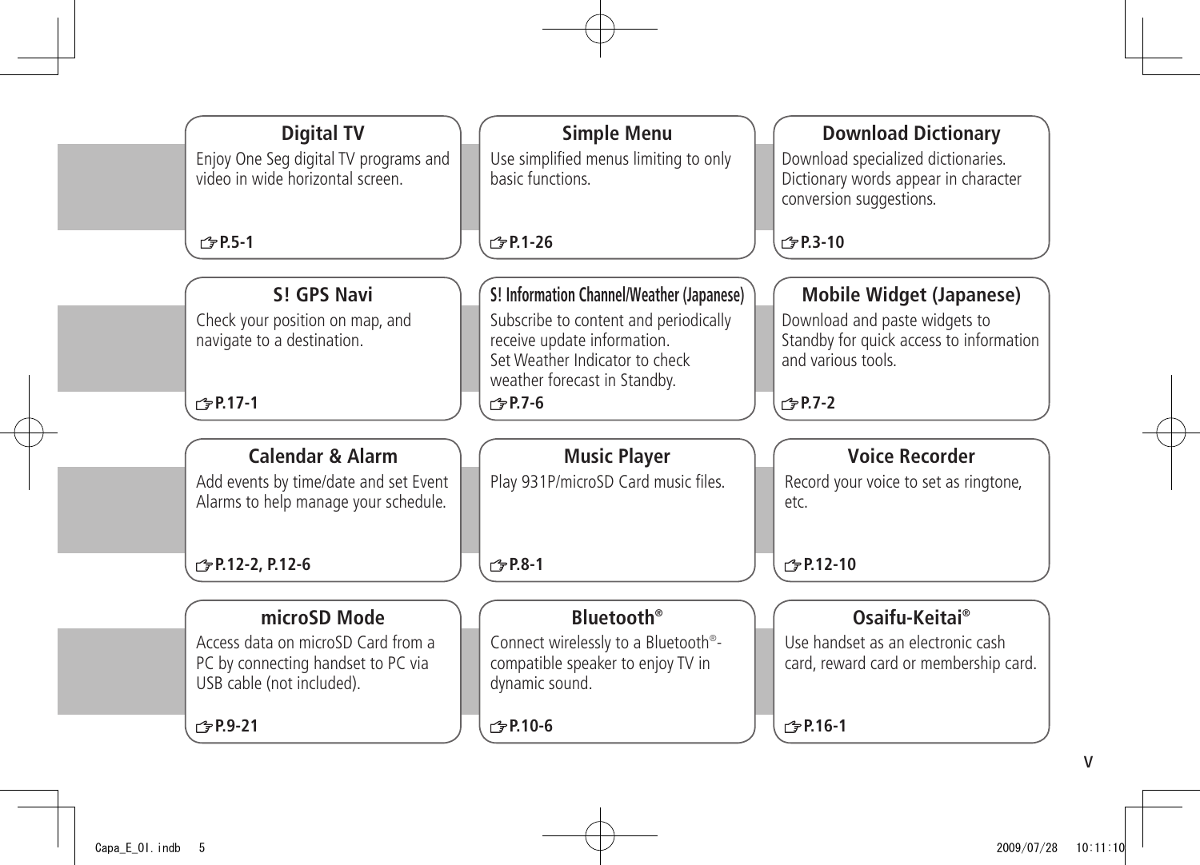### Digital TV

Enjoy One Seg digital TV programs and video in wide horizontal screen.

☞P.5-1

### Simple Menu

Use simplified menus limiting to only basic functions.

☞P.1-26

### Download Dictionary

Download specialized dictionaries. Dictionary words appear in character conversion suggestions.

☞P.3-10

### S! GPS Navi

Check your position on map, and navigate to a destination.

☞P.17-1

### S! Information Channel/Weather (Japanese)

Subscribe to content and periodically receive update information.
Set Weather Indicator to check weather forecast in Standby.

☞P.7-6

### Mobile Widget (Japanese)

Download and paste widgets to Standby for quick access to information and various tools.

☞P.7-2

### Calendar & Alarm

Add events by time/date and set Event Alarms to help manage your schedule.

☞P.12-2, P.12-6

### Music Player

Play 931P/microSD Card music files.

☞P.8-1

### Voice Recorder

Record your voice to set as ringtone, etc.

☞P.12-10

### microSD Mode

Access data on microSD Card from a PC by connecting handset to PC via USB cable (not included).

☞P.9-21

### Bluetooth®

Connect wirelessly to a Bluetooth®-compatible speaker to enjoy TV in dynamic sound.

☞P.10-6

### Osaifu-Keitai®

Use handset as an electronic cash card, reward card or membership card.

☞P.16-1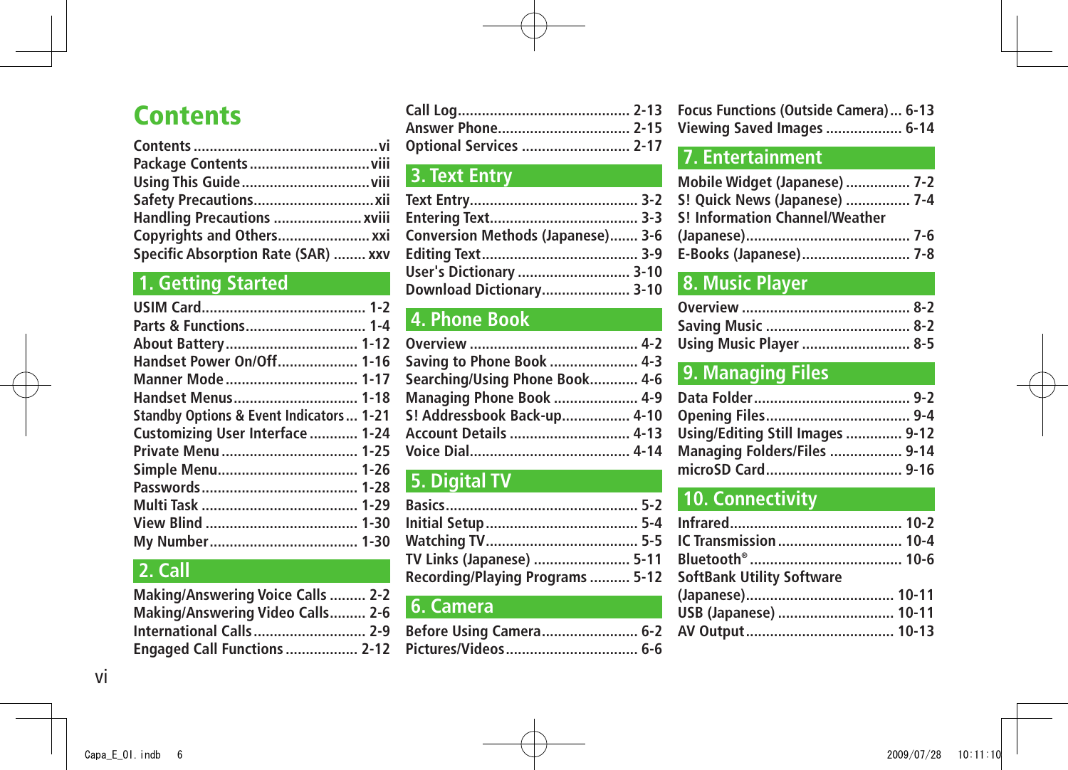# Contents

- Contents ............................................. vi
- Package Contents ............................. viii
- Using This Guide ............................... viii
- Safety Precautions ............................. xii
- Handling Precautions ...................... xviii
- Copyrights and Others....................... xxi
- Specific Absorption Rate (SAR) ........ xxv

## 1. Getting Started

- USIM Card......................................... 1-2
- Parts & Functions............................. 1-4
- About Battery................................. 1-12
- Handset Power On/Off.................... 1-16
- Manner Mode ................................. 1-17
- Handset Menus............................... 1-18
- Standby Options & Event Indicators ... 1-21
- Customizing User Interface ............ 1-24
- Private Menu .................................. 1-25
- Simple Menu................................... 1-26
- Passwords....................................... 1-28
- Multi Task ....................................... 1-29
- View Blind ...................................... 1-30
- My Number..................................... 1-30

## 2. Call

- Making/Answering Voice Calls ......... 2-2
- Making/Answering Video Calls......... 2-6
- International Calls ............................ 2-9
- Engaged Call Functions .................. 2-12
- Call Log........................................... 2-13
- Answer Phone................................. 2-15
- Optional Services ........................... 2-17

## 3. Text Entry

- Text Entry......................................... 3-2
- Entering Text.................................... 3-3
- Conversion Methods (Japanese)....... 3-6
- Editing Text....................................... 3-9
- User's Dictionary ............................ 3-10
- Download Dictionary...................... 3-10

## 4. Phone Book

- Overview .......................................... 4-2
- Saving to Phone Book ...................... 4-3
- Searching/Using Phone Book............ 4-6
- Managing Phone Book ..................... 4-9
- S! Addressbook Back-up................. 4-10
- Account Details .............................. 4-13
- Voice Dial........................................ 4-14

## 5. Digital TV

- Basics................................................ 5-2
- Initial Setup...................................... 5-4
- Watching TV...................................... 5-5
- TV Links (Japanese) ........................ 5-11
- Recording/Playing Programs .......... 5-12

## 6. Camera

- Before Using Camera........................ 6-2
- Pictures/Videos................................. 6-6
- Focus Functions (Outside Camera) ... 6-13
- Viewing Saved Images ................... 6-14

## 7. Entertainment

- Mobile Widget (Japanese) ................ 7-2
- S! Quick News (Japanese) ................ 7-4
- S! Information Channel/Weather (Japanese).......................................... 7-6
- E-Books (Japanese)........................... 7-8

## 8. Music Player

- Overview .......................................... 8-2
- Saving Music .................................... 8-2
- Using Music Player ........................... 8-5

## 9. Managing Files

- Data Folder....................................... 9-2
- Opening Files.................................... 9-4
- Using/Editing Still Images .............. 9-12
- Managing Folders/Files .................. 9-14
- microSD Card.................................. 9-16

## 10. Connectivity

- Infrared........................................... 10-2
- IC Transmission .............................. 10-4
- Bluetooth® ...................................... 10-6
- SoftBank Utility Software (Japanese)..................................... 10-11
- USB (Japanese) ............................. 10-11
- AV Output ..................................... 10-13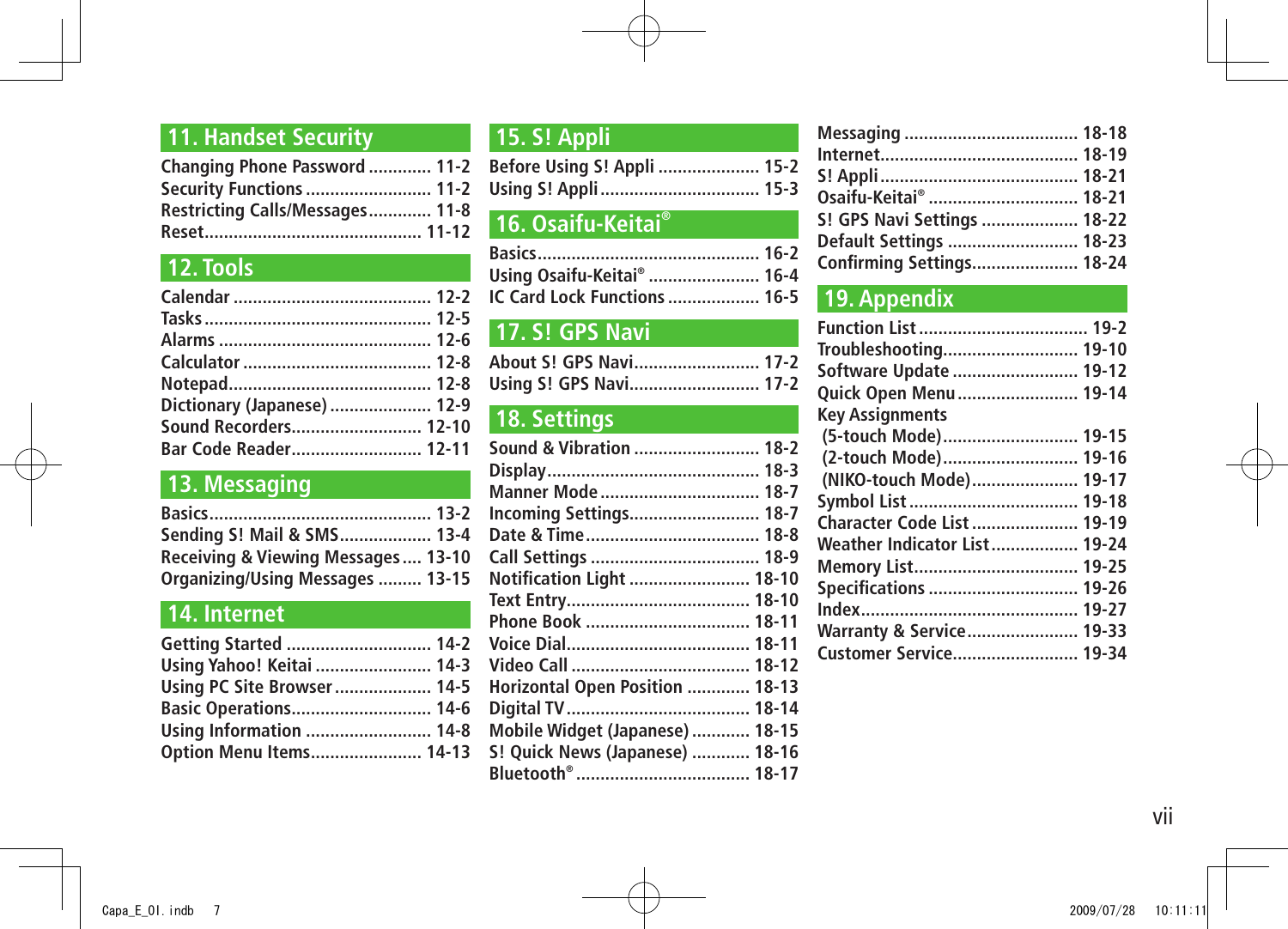## 11. Handset Security

Changing Phone Password ............. 11-2
Security Functions .......................... 11-2
Restricting Calls/Messages............. 11-8
Reset............................................ 11-12

## 12. Tools

Calendar ......................................... 12-2
Tasks ............................................... 12-5
Alarms ............................................ 12-6
Calculator ....................................... 12-8
Notepad.......................................... 12-8
Dictionary (Japanese) ..................... 12-9
Sound Recorders........................... 12-10
Bar Code Reader........................... 12-11

## 13. Messaging

Basics............................................. 13-2
Sending S! Mail & SMS................... 13-4
Receiving & Viewing Messages.... 13-10
Organizing/Using Messages ......... 13-15

## 14. Internet

Getting Started .............................. 14-2
Using Yahoo! Keitai ........................ 14-3
Using PC Site Browser.................... 14-5
Basic Operations............................ 14-6
Using Information .......................... 14-8
Option Menu Items....................... 14-13

## 15. S! Appli

Before Using S! Appli ..................... 15-2
Using S! Appli................................. 15-3

## 16. Osaifu-Keitai®

Basics............................................. 16-2
Using Osaifu-Keitai® ....................... 16-4
IC Card Lock Functions ................... 16-5

## 17. S! GPS Navi

About S! GPS Navi.......................... 17-2
Using S! GPS Navi.......................... 17-2

## 18. Settings

Sound & Vibration .......................... 18-2
Display........................................... 18-3
Manner Mode ................................ 18-7
Incoming Settings........................... 18-7
Date & Time................................... 18-8
Call Settings .................................. 18-9
Notification Light ......................... 18-10
Text Entry..................................... 18-10
Phone Book .................................. 18-11
Voice Dial...................................... 18-11
Video Call ..................................... 18-12
Horizontal Open Position ............. 18-13
Digital TV...................................... 18-14
Mobile Widget (Japanese) ............ 18-15
S! Quick News (Japanese) ............ 18-16
Bluetooth® .................................... 18-17
Messaging .................................... 18-18
Internet......................................... 18-19
S! Appli......................................... 18-21
Osaifu-Keitai® ............................... 18-21
S! GPS Navi Settings .................... 18-22
Default Settings ........................... 18-23
Confirming Settings...................... 18-24

## 19. Appendix

Function List ................................... 19-2
Troubleshooting............................ 19-10
Software Update .......................... 19-12
Quick Open Menu ......................... 19-14
Key Assignments
(5-touch Mode)............................ 19-15
(2-touch Mode)............................ 19-16
(NIKO-touch Mode)...................... 19-17
Symbol List ................................... 19-18
Character Code List ...................... 19-19
Weather Indicator List.................. 19-24
Memory List.................................. 19-25
Specifications ............................... 19-26
Index............................................. 19-27
Warranty & Service....................... 19-33
Customer Service.......................... 19-34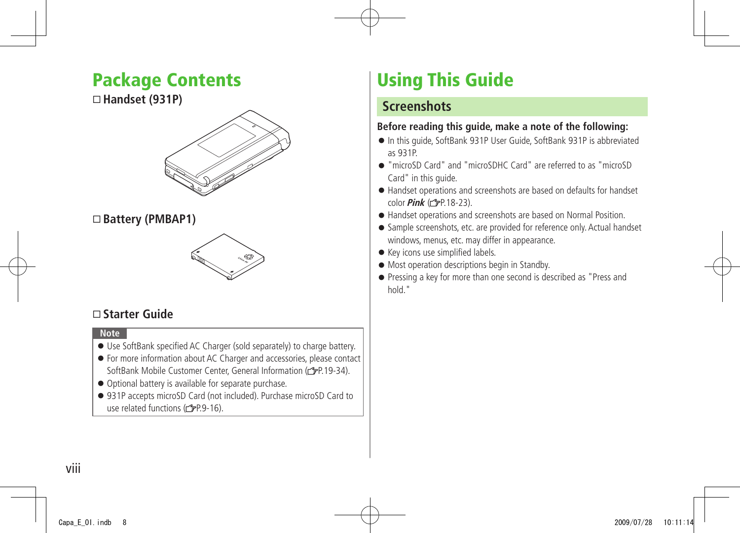# Package Contents

☐ **Handset (931P)**

☐ **Battery (PMBAP1)**

☐ **Starter Guide**

**Note**

- Use SoftBank specified AC Charger (sold separately) to charge battery.
- For more information about AC Charger and accessories, please contact SoftBank Mobile Customer Center, General Information (☞P.19-34).
- Optional battery is available for separate purchase.
- 931P accepts microSD Card (not included). Purchase microSD Card to use related functions (☞P.9-16).

# Using This Guide

## Screenshots

**Before reading this guide, make a note of the following:**

- In this guide, SoftBank 931P User Guide, SoftBank 931P is abbreviated as 931P.
- "microSD Card" and "microSDHC Card" are referred to as "microSD Card" in this guide.
- Handset operations and screenshots are based on defaults for handset color ***Pink*** (☞P.18-23).
- Handset operations and screenshots are based on Normal Position.
- Sample screenshots, etc. are provided for reference only. Actual handset windows, menus, etc. may differ in appearance.
- Key icons use simplified labels.
- Most operation descriptions begin in Standby.
- Pressing a key for more than one second is described as "Press and hold."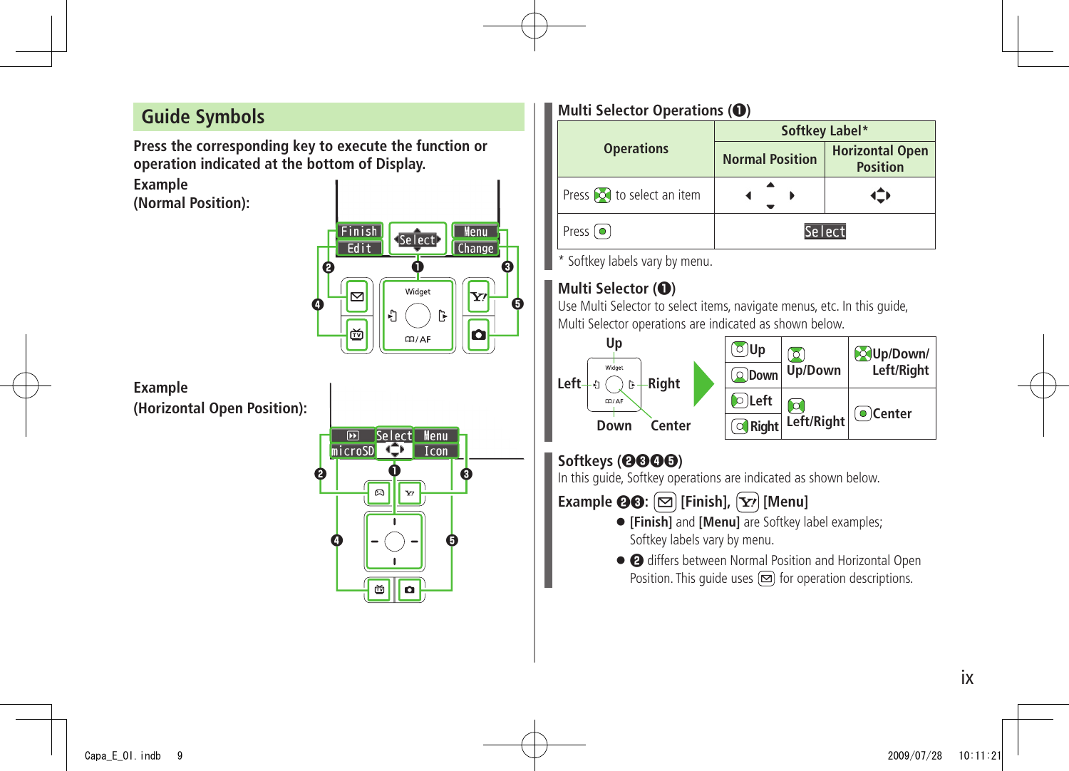## Guide Symbols

**Press the corresponding key to execute the function or operation indicated at the bottom of Display.**

**Example (Normal Position):**

**Example (Horizontal Open Position):**

### Multi Selector Operations (❶)

| Operations | Softkey Label* | |
|---|---|---|
| | Normal Position | Horizontal Open Position |
| Press to select an item | ◀ ▲ ▼ ▶ | ◆ |
| Press ● | Select | |

* Softkey labels vary by menu.

### Multi Selector (❶)

Use Multi Selector to select items, navigate menus, etc. In this guide, Multi Selector operations are indicated as shown below.

Up / Left / Right / Down / Center

| Up | Up/Down | Up/Down/Left/Right |
|---|---|---|
| Down | | |
| Left | Left/Right | Center |
| Right | | |

### Softkeys (❷❸❹❺)

In this guide, Softkey operations are indicated as shown below.

**Example ❷❸: [Finish], [Menu]**

- **[Finish]** and **[Menu]** are Softkey label examples; Softkey labels vary by menu.
- ❷ differs between Normal Position and Horizontal Open Position. This guide uses ✉ for operation descriptions.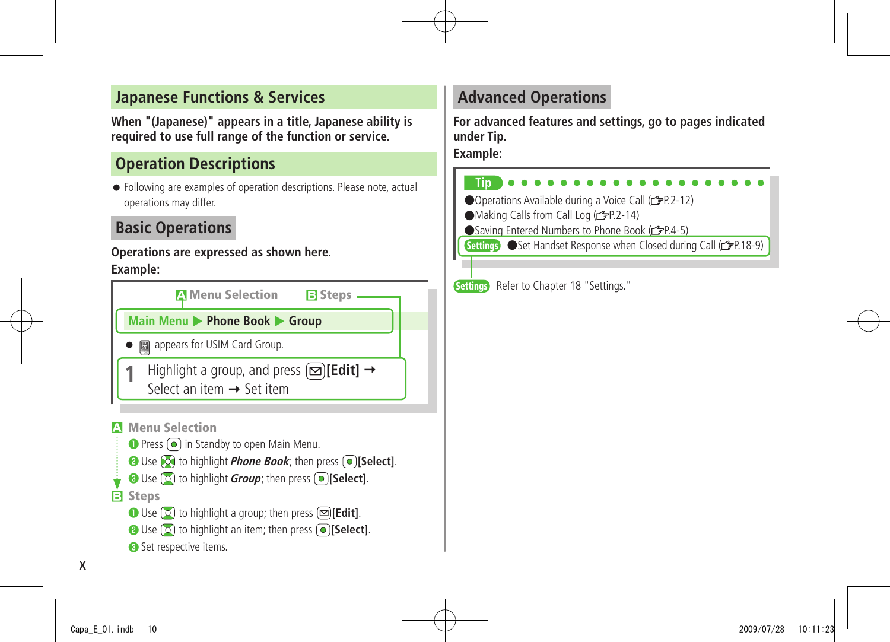## Japanese Functions & Services

**When "(Japanese)" appears in a title, Japanese ability is required to use full range of the function or service.**

## Operation Descriptions

- Following are examples of operation descriptions. Please note, actual operations may differ.

### Basic Operations

**Operations are expressed as shown here.**

**Example:**

A Menu Selection　　B Steps

Main Menu ▶ Phone Book ▶ Group

- appears for USIM Card Group.

**1** Highlight a group, and press [Edit] → Select an item → Set item

**A Menu Selection**

1. Press in Standby to open Main Menu.
2. Use to highlight ***Phone Book***; then press **[Select]**.
3. Use to highlight ***Group***; then press **[Select]**.

**B Steps**

1. Use to highlight a group; then press **[Edit]**.
2. Use to highlight an item; then press **[Select]**.
3. Set respective items.

### Advanced Operations

**For advanced features and settings, go to pages indicated under Tip.**

**Example:**

**Tip**

- Operations Available during a Voice Call (☞P.2-12)
- Making Calls from Call Log (☞P.2-14)
- Saving Entered Numbers to Phone Book (☞P.4-5)

Settings ●Set Handset Response when Closed during Call (☞P.18-9)

Settings Refer to Chapter 18 "Settings."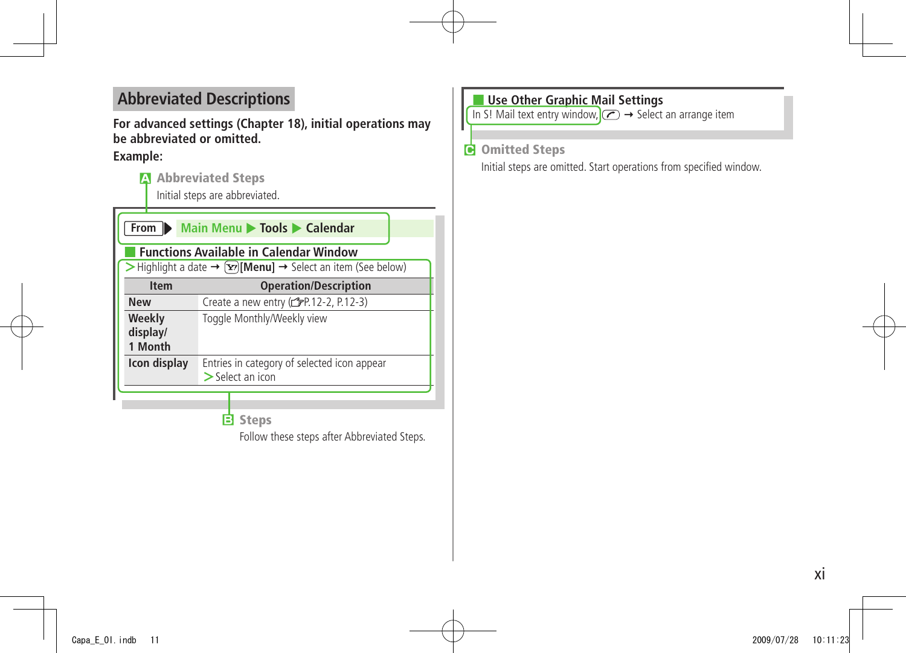## Abbreviated Descriptions

**For advanced settings (Chapter 18), initial operations may be abbreviated or omitted.**

**Example:**

**A Abbreviated Steps**

Initial steps are abbreviated.

**From** ▶ Main Menu ▶ Tools ▶ Calendar

### Functions Available in Calendar Window

> Highlight a date → [Menu] → Select an item (See below)

| Item | Operation/Description |
|---|---|
| **New** | Create a new entry (☞P.12-2, P.12-3) |
| **Weekly display/ 1 Month** | Toggle Monthly/Weekly view |
| **Icon display** | Entries in category of selected icon appear<br>> Select an icon |

**B Steps**

Follow these steps after Abbreviated Steps.

### Use Other Graphic Mail Settings

In S! Mail text entry window, → Select an arrange item

**C Omitted Steps**

Initial steps are omitted. Start operations from specified window.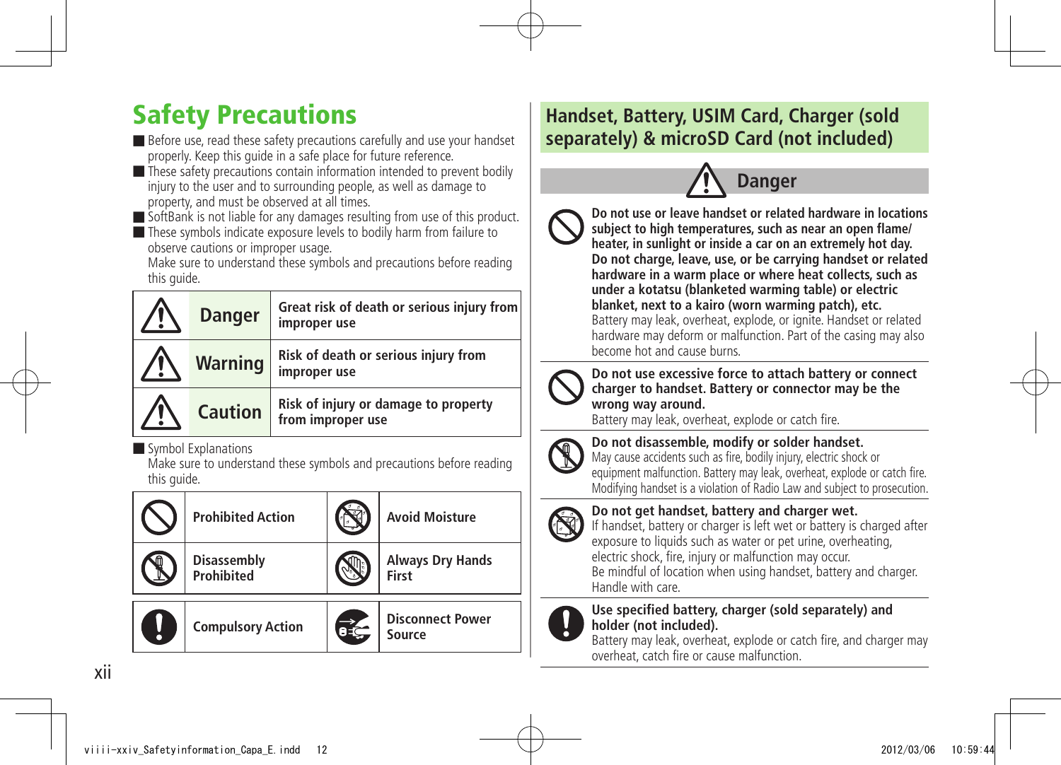# Safety Precautions

- Before use, read these safety precautions carefully and use your handset properly. Keep this guide in a safe place for future reference.
- These safety precautions contain information intended to prevent bodily injury to the user and to surrounding people, as well as damage to property, and must be observed at all times.
- SoftBank is not liable for any damages resulting from use of this product.
- These symbols indicate exposure levels to bodily harm from failure to observe cautions or improper usage.
  Make sure to understand these symbols and precautions before reading this guide.

| | | |
|---|---|---|
| ⚠ | **Danger** | **Great risk of death or serious injury from improper use** |
| ⚠ | **Warning** | **Risk of death or serious injury from improper use** |
| ⚠ | **Caution** | **Risk of injury or damage to property from improper use** |

- Symbol Explanations
  Make sure to understand these symbols and precautions before reading this guide.

| | | | |
|---|---|---|---|
| | **Prohibited Action** | | **Avoid Moisture** |
| | **Disassembly Prohibited** | | **Always Dry Hands First** |
| | **Compulsory Action** | | **Disconnect Power Source** |

## Handset, Battery, USIM Card, Charger (sold separately) & microSD Card (not included)

### ⚠ Danger

**Do not use or leave handset or related hardware in locations subject to high temperatures, such as near an open flame/heater, in sunlight or inside a car on an extremely hot day. Do not charge, leave, use, or be carrying handset or related hardware in a warm place or where heat collects, such as under a kotatsu (blanketed warming table) or electric blanket, next to a kairo (worn warming patch), etc.**
Battery may leak, overheat, explode, or ignite. Handset or related hardware may deform or malfunction. Part of the casing may also become hot and cause burns.

**Do not use excessive force to attach battery or connect charger to handset. Battery or connector may be the wrong way around.**
Battery may leak, overheat, explode or catch fire.

**Do not disassemble, modify or solder handset.**
May cause accidents such as fire, bodily injury, electric shock or equipment malfunction. Battery may leak, overheat, explode or catch fire. Modifying handset is a violation of Radio Law and subject to prosecution.

**Do not get handset, battery and charger wet.**
If handset, battery or charger is left wet or battery is charged after exposure to liquids such as water or pet urine, overheating, electric shock, fire, injury or malfunction may occur.
Be mindful of location when using handset, battery and charger. Handle with care.

**Use specified battery, charger (sold separately) and holder (not included).**
Battery may leak, overheat, explode or catch fire, and charger may overheat, catch fire or cause malfunction.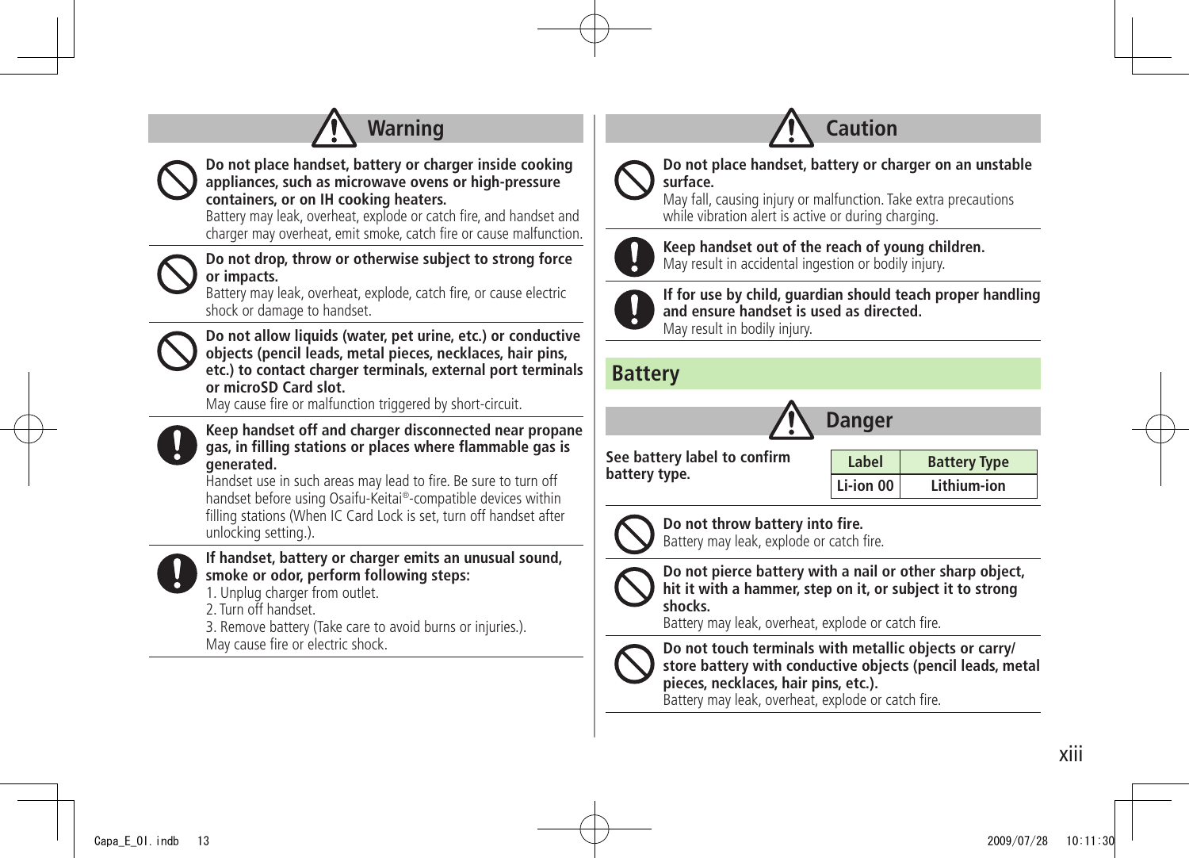## Warning

**Do not place handset, battery or charger inside cooking appliances, such as microwave ovens or high-pressure containers, or on IH cooking heaters.**
Battery may leak, overheat, explode or catch fire, and handset and charger may overheat, emit smoke, catch fire or cause malfunction.

**Do not drop, throw or otherwise subject to strong force or impacts.**
Battery may leak, overheat, explode, catch fire, or cause electric shock or damage to handset.

**Do not allow liquids (water, pet urine, etc.) or conductive objects (pencil leads, metal pieces, necklaces, hair pins, etc.) to contact charger terminals, external port terminals or microSD Card slot.**
May cause fire or malfunction triggered by short-circuit.

**Keep handset off and charger disconnected near propane gas, in filling stations or places where flammable gas is generated.**
Handset use in such areas may lead to fire. Be sure to turn off handset before using Osaifu-Keitai®-compatible devices within filling stations (When IC Card Lock is set, turn off handset after unlocking setting.).

**If handset, battery or charger emits an unusual sound, smoke or odor, perform following steps:**
1. Unplug charger from outlet.
2. Turn off handset.
3. Remove battery (Take care to avoid burns or injuries.).

May cause fire or electric shock.

## Caution

**Do not place handset, battery or charger on an unstable surface.**
May fall, causing injury or malfunction. Take extra precautions while vibration alert is active or during charging.

**Keep handset out of the reach of young children.**
May result in accidental ingestion or bodily injury.

**If for use by child, guardian should teach proper handling and ensure handset is used as directed.**
May result in bodily injury.

# Battery

## Danger

**See battery label to confirm battery type.**

| Label | Battery Type |
|---|---|
| Li-ion 00 | Lithium-ion |

**Do not throw battery into fire.**
Battery may leak, explode or catch fire.

**Do not pierce battery with a nail or other sharp object, hit it with a hammer, step on it, or subject it to strong shocks.**
Battery may leak, overheat, explode or catch fire.

**Do not touch terminals with metallic objects or carry/store battery with conductive objects (pencil leads, metal pieces, necklaces, hair pins, etc.).**
Battery may leak, overheat, explode or catch fire.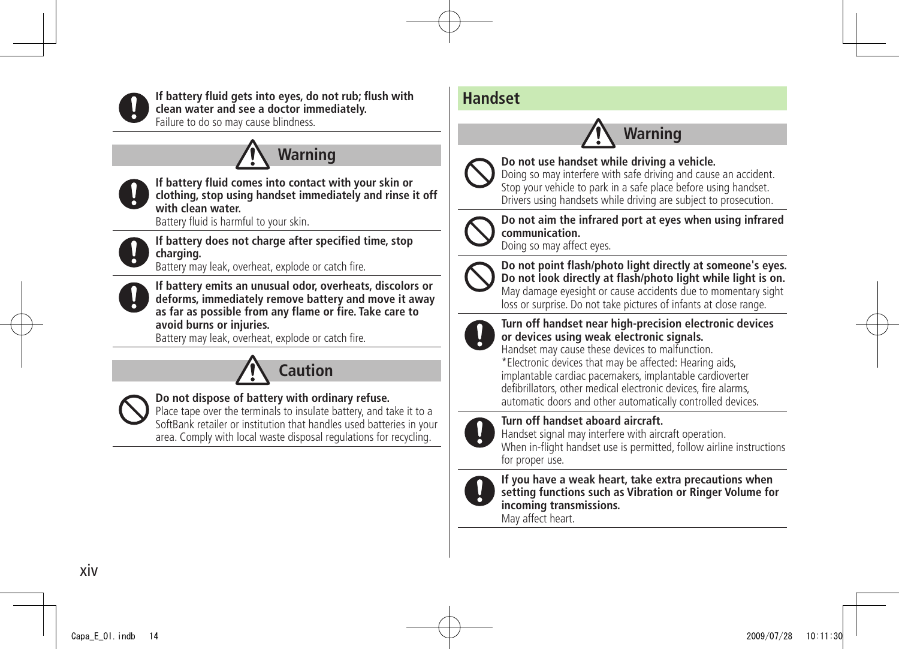**If battery fluid gets into eyes, do not rub; flush with clean water and see a doctor immediately.**
Failure to do so may cause blindness.

### Warning

**If battery fluid comes into contact with your skin or clothing, stop using handset immediately and rinse it off with clean water.**
Battery fluid is harmful to your skin.

**If battery does not charge after specified time, stop charging.**
Battery may leak, overheat, explode or catch fire.

**If battery emits an unusual odor, overheats, discolors or deforms, immediately remove battery and move it away as far as possible from any flame or fire. Take care to avoid burns or injuries.**
Battery may leak, overheat, explode or catch fire.

### Caution

**Do not dispose of battery with ordinary refuse.**
Place tape over the terminals to insulate battery, and take it to a SoftBank retailer or institution that handles used batteries in your area. Comply with local waste disposal regulations for recycling.

## Handset

### Warning

**Do not use handset while driving a vehicle.**
Doing so may interfere with safe driving and cause an accident. Stop your vehicle to park in a safe place before using handset. Drivers using handsets while driving are subject to prosecution.

**Do not aim the infrared port at eyes when using infrared communication.**
Doing so may affect eyes.

**Do not point flash/photo light directly at someone's eyes. Do not look directly at flash/photo light while light is on.**
May damage eyesight or cause accidents due to momentary sight loss or surprise. Do not take pictures of infants at close range.

**Turn off handset near high-precision electronic devices or devices using weak electronic signals.**
Handset may cause these devices to malfunction.
*Electronic devices that may be affected: Hearing aids, implantable cardiac pacemakers, implantable cardioverter defibrillators, other medical electronic devices, fire alarms, automatic doors and other automatically controlled devices.

**Turn off handset aboard aircraft.**
Handset signal may interfere with aircraft operation.
When in-flight handset use is permitted, follow airline instructions for proper use.

**If you have a weak heart, take extra precautions when setting functions such as Vibration or Ringer Volume for incoming transmissions.**
May affect heart.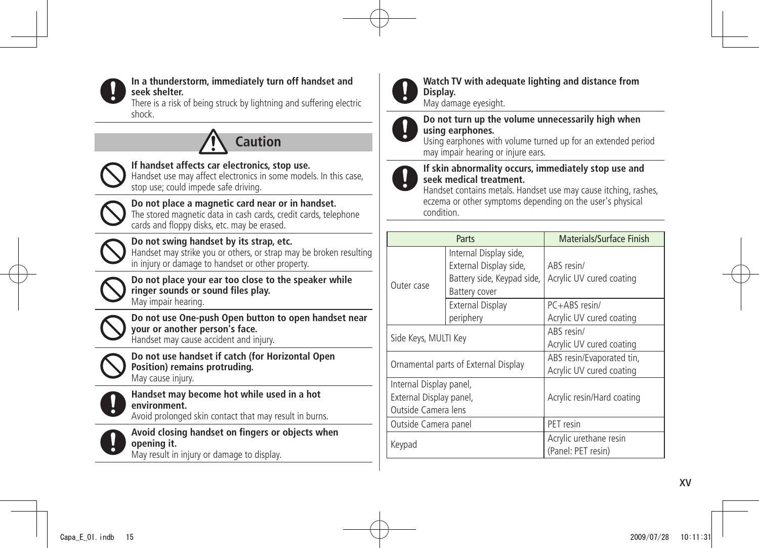**In a thunderstorm, immediately turn off handset and seek shelter.**
There is a risk of being struck by lightning and suffering electric shock.

## Caution

**If handset affects car electronics, stop use.**
Handset use may affect electronics in some models. In this case, stop use; could impede safe driving.

**Do not place a magnetic card near or in handset.**
The stored magnetic data in cash cards, credit cards, telephone cards and floppy disks, etc. may be erased.

**Do not swing handset by its strap, etc.**
Handset may strike you or others, or strap may be broken resulting in injury or damage to handset or other property.

**Do not place your ear too close to the speaker while ringer sounds or sound files play.**
May impair hearing.

**Do not use One-push Open button to open handset near your or another person's face.**
Handset may cause accident and injury.

**Do not use handset if catch (for Horizontal Open Position) remains protruding.**
May cause injury.

**Handset may become hot while used in a hot environment.**
Avoid prolonged skin contact that may result in burns.

**Avoid closing handset on fingers or objects when opening it.**
May result in injury or damage to display.

**Watch TV with adequate lighting and distance from Display.**
May damage eyesight.

**Do not turn up the volume unnecessarily high when using earphones.**
Using earphones with volume turned up for an extended period may impair hearing or injure ears.

**If skin abnormality occurs, immediately stop use and seek medical treatment.**
Handset contains metals. Handset use may cause itching, rashes, eczema or other symptoms depending on the user's physical condition.

| Parts | | Materials/Surface Finish |
|---|---|---|
| Outer case | Internal Display side, External Display side, Battery side, Keypad side, Battery cover | ABS resin/ Acrylic UV cured coating |
| | External Display periphery | PC+ABS resin/ Acrylic UV cured coating |
| Side Keys, MULTI Key | | ABS resin/ Acrylic UV cured coating |
| Ornamental parts of External Display | | ABS resin/Evaporated tin, Acrylic UV cured coating |
| Internal Display panel, External Display panel, Outside Camera lens | | Acrylic resin/Hard coating |
| Outside Camera panel | | PET resin |
| Keypad | | Acrylic urethane resin (Panel: PET resin) |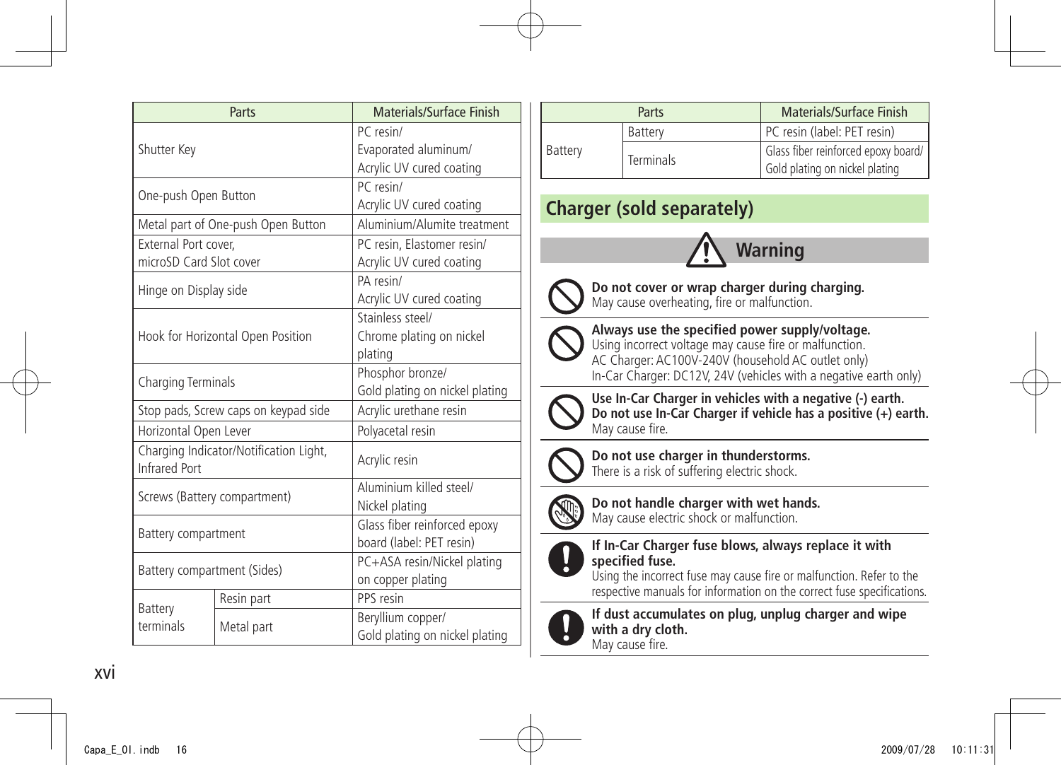| Parts | | Materials/Surface Finish |
|---|---|---|
| Shutter Key | | PC resin/ Evaporated aluminum/ Acrylic UV cured coating |
| One-push Open Button | | PC resin/ Acrylic UV cured coating |
| Metal part of One-push Open Button | | Aluminium/Alumite treatment |
| External Port cover, microSD Card Slot cover | | PC resin, Elastomer resin/ Acrylic UV cured coating |
| Hinge on Display side | | PA resin/ Acrylic UV cured coating |
| Hook for Horizontal Open Position | | Stainless steel/ Chrome plating on nickel plating |
| Charging Terminals | | Phosphor bronze/ Gold plating on nickel plating |
| Stop pads, Screw caps on keypad side | | Acrylic urethane resin |
| Horizontal Open Lever | | Polyacetal resin |
| Charging Indicator/Notification Light, Infrared Port | | Acrylic resin |
| Screws (Battery compartment) | | Aluminium killed steel/ Nickel plating |
| Battery compartment | | Glass fiber reinforced epoxy board (label: PET resin) |
| Battery compartment (Sides) | | PC+ASA resin/Nickel plating on copper plating |
| Battery terminals | Resin part | PPS resin |
| | Metal part | Beryllium copper/ Gold plating on nickel plating |
| Battery | Battery | PC resin (label: PET resin) |
| | Terminals | Glass fiber reinforced epoxy board/ Gold plating on nickel plating |

## Charger (sold separately)

### Warning

**Do not cover or wrap charger during charging.**
May cause overheating, fire or malfunction.

**Always use the specified power supply/voltage.**
Using incorrect voltage may cause fire or malfunction.
AC Charger: AC100V-240V (household AC outlet only)
In-Car Charger: DC12V, 24V (vehicles with a negative earth only)

**Use In-Car Charger in vehicles with a negative (-) earth. Do not use In-Car Charger if vehicle has a positive (+) earth.**
May cause fire.

**Do not use charger in thunderstorms.**
There is a risk of suffering electric shock.

**Do not handle charger with wet hands.**
May cause electric shock or malfunction.

**If In-Car Charger fuse blows, always replace it with specified fuse.**
Using the incorrect fuse may cause fire or malfunction. Refer to the respective manuals for information on the correct fuse specifications.

**If dust accumulates on plug, unplug charger and wipe with a dry cloth.**
May cause fire.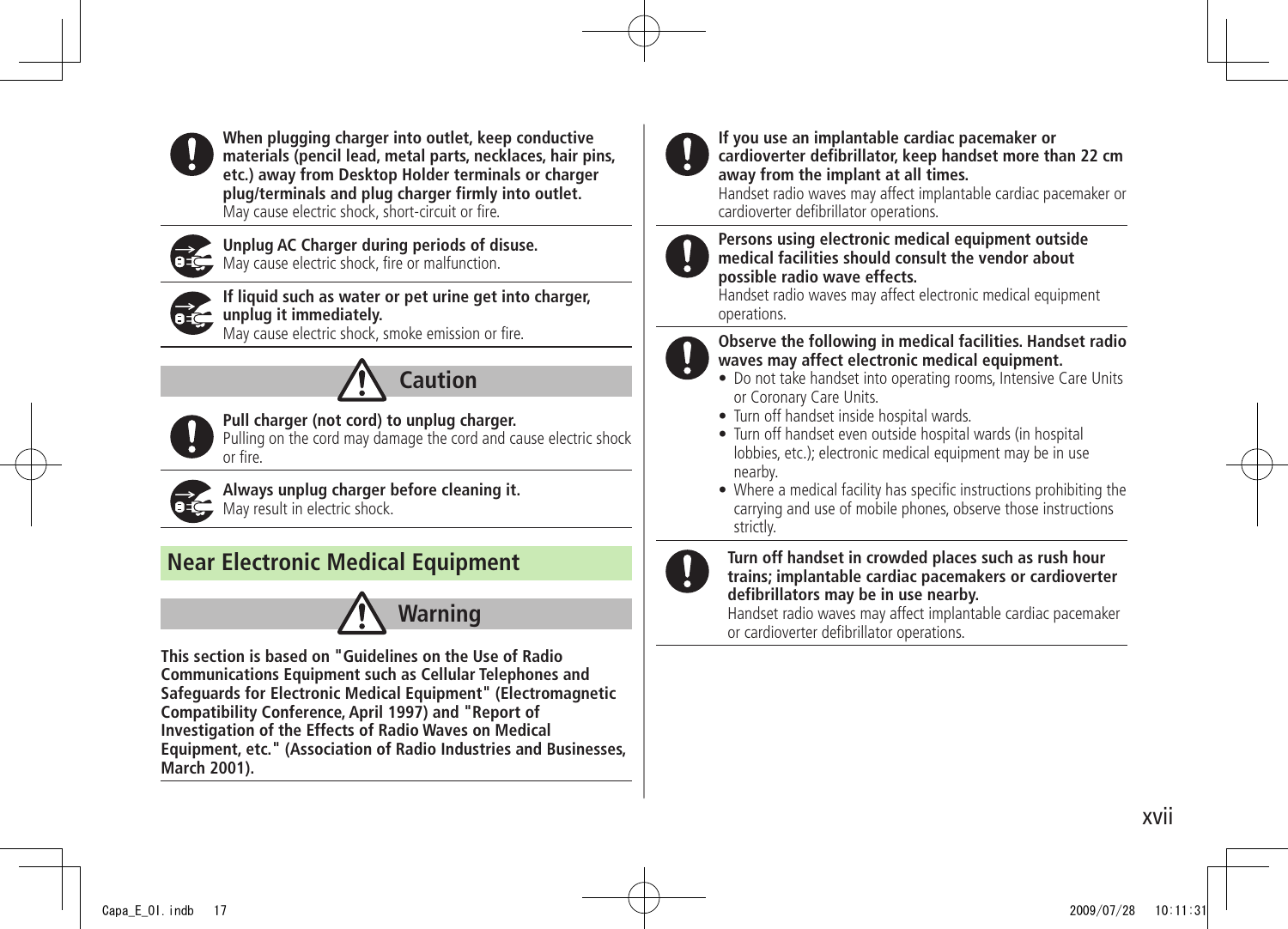**When plugging charger into outlet, keep conductive materials (pencil lead, metal parts, necklaces, hair pins, etc.) away from Desktop Holder terminals or charger plug/terminals and plug charger firmly into outlet.**
May cause electric shock, short-circuit or fire.

**Unplug AC Charger during periods of disuse.**
May cause electric shock, fire or malfunction.

**If liquid such as water or pet urine get into charger, unplug it immediately.**
May cause electric shock, smoke emission or fire.

### Caution

**Pull charger (not cord) to unplug charger.**
Pulling on the cord may damage the cord and cause electric shock or fire.

**Always unplug charger before cleaning it.**
May result in electric shock.

## Near Electronic Medical Equipment

### Warning

**This section is based on "Guidelines on the Use of Radio Communications Equipment such as Cellular Telephones and Safeguards for Electronic Medical Equipment" (Electromagnetic Compatibility Conference, April 1997) and "Report of Investigation of the Effects of Radio Waves on Medical Equipment, etc." (Association of Radio Industries and Businesses, March 2001).**

**If you use an implantable cardiac pacemaker or cardioverter defibrillator, keep handset more than 22 cm away from the implant at all times.**
Handset radio waves may affect implantable cardiac pacemaker or cardioverter defibrillator operations.

**Persons using electronic medical equipment outside medical facilities should consult the vendor about possible radio wave effects.**
Handset radio waves may affect electronic medical equipment operations.

**Observe the following in medical facilities. Handset radio waves may affect electronic medical equipment.**

- Do not take handset into operating rooms, Intensive Care Units or Coronary Care Units.
- Turn off handset inside hospital wards.
- Turn off handset even outside hospital wards (in hospital lobbies, etc.); electronic medical equipment may be in use nearby.
- Where a medical facility has specific instructions prohibiting the carrying and use of mobile phones, observe those instructions strictly.

**Turn off handset in crowded places such as rush hour trains; implantable cardiac pacemakers or cardioverter defibrillators may be in use nearby.**
Handset radio waves may affect implantable cardiac pacemaker or cardioverter defibrillator operations.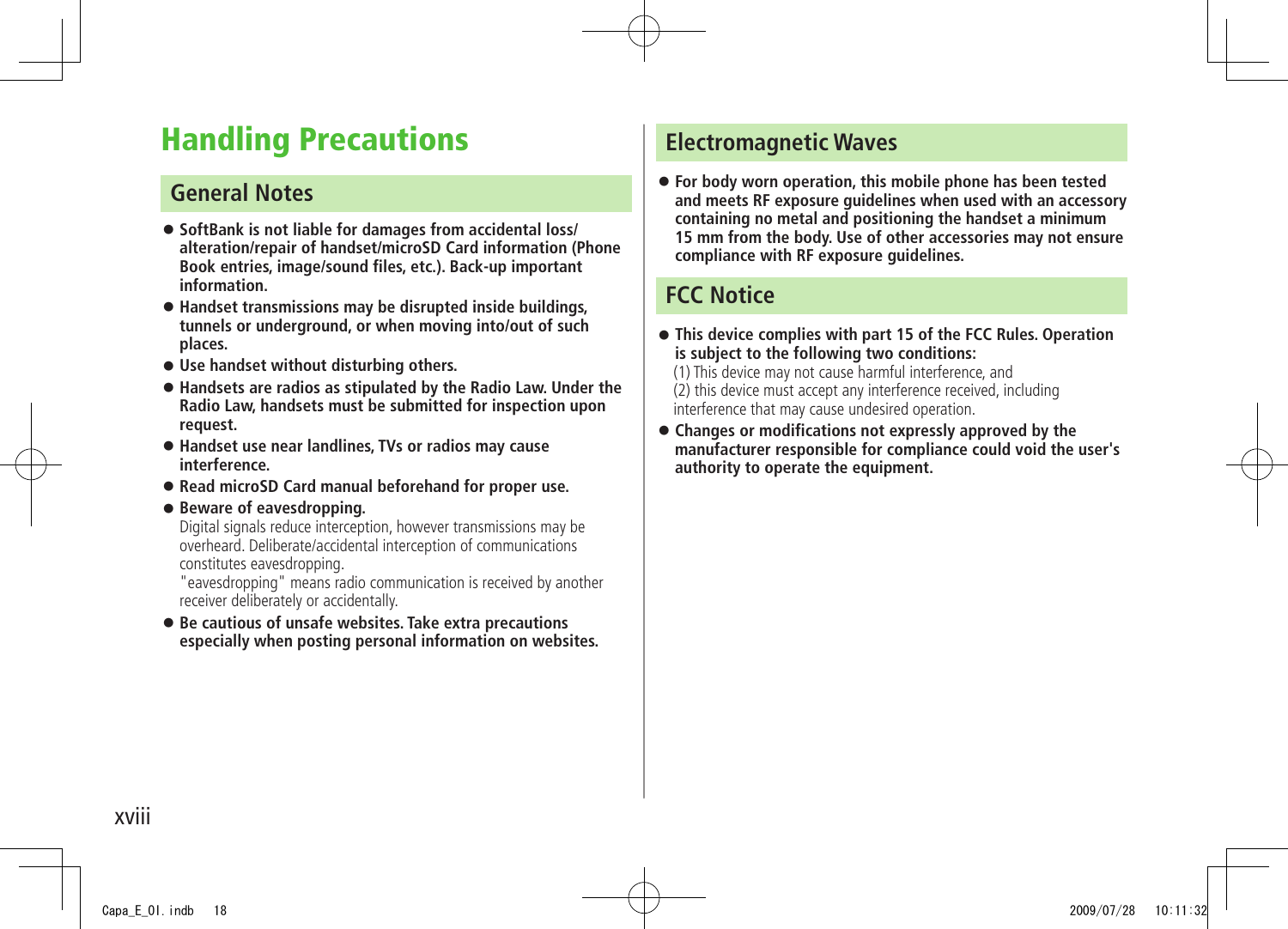# Handling Precautions

## General Notes

- **SoftBank is not liable for damages from accidental loss/alteration/repair of handset/microSD Card information (Phone Book entries, image/sound files, etc.). Back-up important information.**
- **Handset transmissions may be disrupted inside buildings, tunnels or underground, or when moving into/out of such places.**
- **Use handset without disturbing others.**
- **Handsets are radios as stipulated by the Radio Law. Under the Radio Law, handsets must be submitted for inspection upon request.**
- **Handset use near landlines, TVs or radios may cause interference.**
- **Read microSD Card manual beforehand for proper use.**
- **Beware of eavesdropping.**
  Digital signals reduce interception, however transmissions may be overheard. Deliberate/accidental interception of communications constitutes eavesdropping.
  "eavesdropping" means radio communication is received by another receiver deliberately or accidentally.
- **Be cautious of unsafe websites. Take extra precautions especially when posting personal information on websites.**

## Electromagnetic Waves

- **For body worn operation, this mobile phone has been tested and meets RF exposure guidelines when used with an accessory containing no metal and positioning the handset a minimum 15 mm from the body. Use of other accessories may not ensure compliance with RF exposure guidelines.**

## FCC Notice

- **This device complies with part 15 of the FCC Rules. Operation is subject to the following two conditions:**
  (1) This device may not cause harmful interference, and
  (2) this device must accept any interference received, including interference that may cause undesired operation.
- **Changes or modifications not expressly approved by the manufacturer responsible for compliance could void the user's authority to operate the equipment.**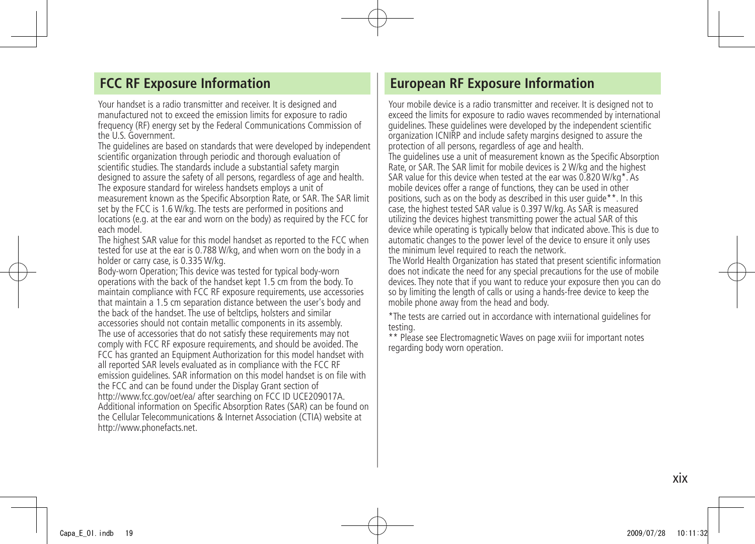## FCC RF Exposure Information

Your handset is a radio transmitter and receiver. It is designed and manufactured not to exceed the emission limits for exposure to radio frequency (RF) energy set by the Federal Communications Commission of the U.S. Government.

The guidelines are based on standards that were developed by independent scientific organization through periodic and thorough evaluation of scientific studies. The standards include a substantial safety margin designed to assure the safety of all persons, regardless of age and health.

The exposure standard for wireless handsets employs a unit of measurement known as the Specific Absorption Rate, or SAR. The SAR limit set by the FCC is 1.6 W/kg. The tests are performed in positions and locations (e.g. at the ear and worn on the body) as required by the FCC for each model.

The highest SAR value for this model handset as reported to the FCC when tested for use at the ear is 0.788 W/kg, and when worn on the body in a holder or carry case, is 0.335 W/kg.

Body-worn Operation; This device was tested for typical body-worn operations with the back of the handset kept 1.5 cm from the body. To maintain compliance with FCC RF exposure requirements, use accessories that maintain a 1.5 cm separation distance between the user's body and the back of the handset. The use of beltclips, holsters and similar accessories should not contain metallic components in its assembly.

The use of accessories that do not satisfy these requirements may not comply with FCC RF exposure requirements, and should be avoided. The FCC has granted an Equipment Authorization for this model handset with all reported SAR levels evaluated as in compliance with the FCC RF emission guidelines. SAR information on this model handset is on file with the FCC and can be found under the Display Grant section of http://www.fcc.gov/oet/ea/ after searching on FCC ID UCE209017A.

Additional information on Specific Absorption Rates (SAR) can be found on the Cellular Telecommunications & Internet Association (CTIA) website at http://www.phonefacts.net.

## European RF Exposure Information

Your mobile device is a radio transmitter and receiver. It is designed not to exceed the limits for exposure to radio waves recommended by international guidelines. These guidelines were developed by the independent scientific organization ICNIRP and include safety margins designed to assure the protection of all persons, regardless of age and health.

The guidelines use a unit of measurement known as the Specific Absorption Rate, or SAR. The SAR limit for mobile devices is 2 W/kg and the highest SAR value for this device when tested at the ear was 0.820 W/kg*. As mobile devices offer a range of functions, they can be used in other positions, such as on the body as described in this user guide**. In this case, the highest tested SAR value is 0.397 W/kg. As SAR is measured utilizing the devices highest transmitting power the actual SAR of this device while operating is typically below that indicated above. This is due to automatic changes to the power level of the device to ensure it only uses the minimum level required to reach the network.

The World Health Organization has stated that present scientific information does not indicate the need for any special precautions for the use of mobile devices. They note that if you want to reduce your exposure then you can do so by limiting the length of calls or using a hands-free device to keep the mobile phone away from the head and body.

*The tests are carried out in accordance with international guidelines for testing.

** Please see Electromagnetic Waves on page xviii for important notes regarding body worn operation.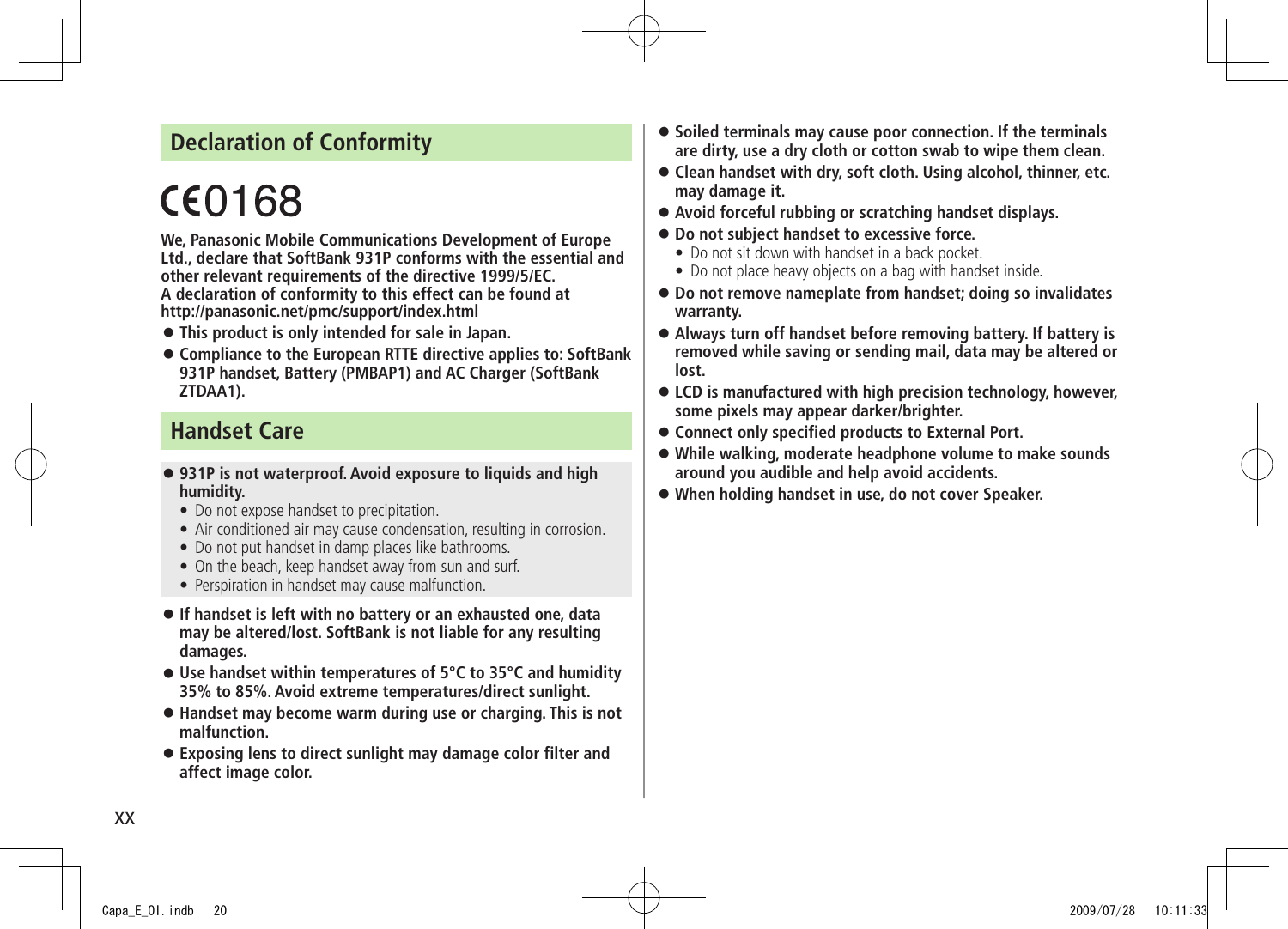## Declaration of Conformity

CE0168

**We, Panasonic Mobile Communications Development of Europe Ltd., declare that SoftBank 931P conforms with the essential and other relevant requirements of the directive 1999/5/EC.**
**A declaration of conformity to this effect can be found at http://panasonic.net/pmc/support/index.html**

- **This product is only intended for sale in Japan.**
- **Compliance to the European RTTE directive applies to: SoftBank 931P handset, Battery (PMBAP1) and AC Charger (SoftBank ZTDAA1).**

## Handset Care

- **931P is not waterproof. Avoid exposure to liquids and high humidity.**
  - Do not expose handset to precipitation.
  - Air conditioned air may cause condensation, resulting in corrosion.
  - Do not put handset in damp places like bathrooms.
  - On the beach, keep handset away from sun and surf.
  - Perspiration in handset may cause malfunction.
- **If handset is left with no battery or an exhausted one, data may be altered/lost. SoftBank is not liable for any resulting damages.**
- **Use handset within temperatures of 5°C to 35°C and humidity 35% to 85%. Avoid extreme temperatures/direct sunlight.**
- **Handset may become warm during use or charging. This is not malfunction.**
- **Exposing lens to direct sunlight may damage color filter and affect image color.**
- **Soiled terminals may cause poor connection. If the terminals are dirty, use a dry cloth or cotton swab to wipe them clean.**
- **Clean handset with dry, soft cloth. Using alcohol, thinner, etc. may damage it.**
- **Avoid forceful rubbing or scratching handset displays.**
- **Do not subject handset to excessive force.**
  - Do not sit down with handset in a back pocket.
  - Do not place heavy objects on a bag with handset inside.
- **Do not remove nameplate from handset; doing so invalidates warranty.**
- **Always turn off handset before removing battery. If battery is removed while saving or sending mail, data may be altered or lost.**
- **LCD is manufactured with high precision technology, however, some pixels may appear darker/brighter.**
- **Connect only specified products to External Port.**
- **While walking, moderate headphone volume to make sounds around you audible and help avoid accidents.**
- **When holding handset in use, do not cover Speaker.**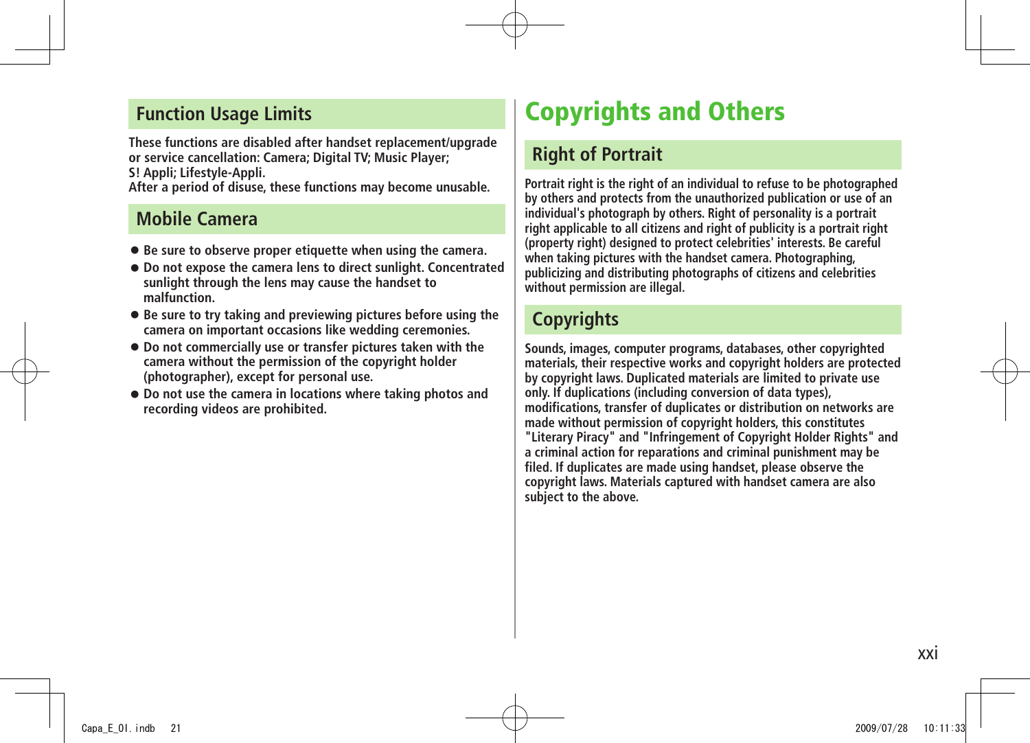## Function Usage Limits

These functions are disabled after handset replacement/upgrade or service cancellation: Camera; Digital TV; Music Player; S! Appli; Lifestyle-Appli.
After a period of disuse, these functions may become unusable.

## Mobile Camera

- Be sure to observe proper etiquette when using the camera.
- Do not expose the camera lens to direct sunlight. Concentrated sunlight through the lens may cause the handset to malfunction.
- Be sure to try taking and previewing pictures before using the camera on important occasions like wedding ceremonies.
- Do not commercially use or transfer pictures taken with the camera without the permission of the copyright holder (photographer), except for personal use.
- Do not use the camera in locations where taking photos and recording videos are prohibited.

# Copyrights and Others

## Right of Portrait

Portrait right is the right of an individual to refuse to be photographed by others and protects from the unauthorized publication or use of an individual's photograph by others. Right of personality is a portrait right applicable to all citizens and right of publicity is a portrait right (property right) designed to protect celebrities' interests. Be careful when taking pictures with the handset camera. Photographing, publicizing and distributing photographs of citizens and celebrities without permission are illegal.

## Copyrights

Sounds, images, computer programs, databases, other copyrighted materials, their respective works and copyright holders are protected by copyright laws. Duplicated materials are limited to private use only. If duplications (including conversion of data types), modifications, transfer of duplicates or distribution on networks are made without permission of copyright holders, this constitutes "Literary Piracy" and "Infringement of Copyright Holder Rights" and a criminal action for reparations and criminal punishment may be filed. If duplicates are made using handset, please observe the copyright laws. Materials captured with handset camera are also subject to the above.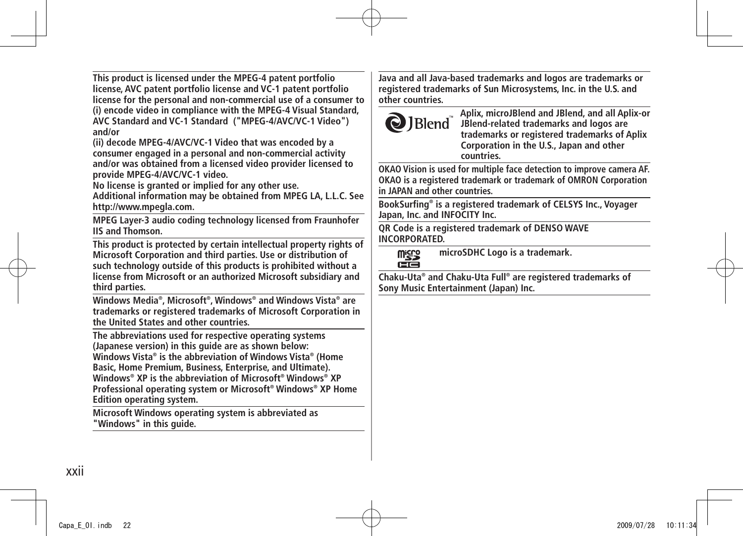**This product is licensed under the MPEG-4 patent portfolio license, AVC patent portfolio license and VC-1 patent portfolio license for the personal and non-commercial use of a consumer to (i) encode video in compliance with the MPEG-4 Visual Standard, AVC Standard and VC-1 Standard ("MPEG-4/AVC/VC-1 Video") and/or**
**(ii) decode MPEG-4/AVC/VC-1 Video that was encoded by a consumer engaged in a personal and non-commercial activity and/or was obtained from a licensed video provider licensed to provide MPEG-4/AVC/VC-1 video.**
**No license is granted or implied for any other use.**
**Additional information may be obtained from MPEG LA, L.L.C. See http://www.mpegla.com.**

**MPEG Layer-3 audio coding technology licensed from Fraunhofer IIS and Thomson.**

**This product is protected by certain intellectual property rights of Microsoft Corporation and third parties. Use or distribution of such technology outside of this products is prohibited without a license from Microsoft or an authorized Microsoft subsidiary and third parties.**

**Windows Media®, Microsoft®, Windows® and Windows Vista® are trademarks or registered trademarks of Microsoft Corporation in the United States and other countries.**

**The abbreviations used for respective operating systems (Japanese version) in this guide are as shown below:**
**Windows Vista® is the abbreviation of Windows Vista® (Home Basic, Home Premium, Business, Enterprise, and Ultimate).**
**Windows® XP is the abbreviation of Microsoft® Windows® XP Professional operating system or Microsoft® Windows® XP Home Edition operating system.**

**Microsoft Windows operating system is abbreviated as "Windows" in this guide.**

**Java and all Java-based trademarks and logos are trademarks or registered trademarks of Sun Microsystems, Inc. in the U.S. and other countries.**

**Aplix, microJBlend and JBlend, and all Aplix-or JBlend-related trademarks and logos are trademarks or registered trademarks of Aplix Corporation in the U.S., Japan and other countries.**

**OKAO Vision is used for multiple face detection to improve camera AF. OKAO is a registered trademark or trademark of OMRON Corporation in JAPAN and other countries.**

**BookSurfing® is a registered trademark of CELSYS Inc., Voyager Japan, Inc. and INFOCITY Inc.**

**QR Code is a registered trademark of DENSO WAVE INCORPORATED.**

**microSDHC Logo is a trademark.**

**Chaku-Uta® and Chaku-Uta Full® are registered trademarks of Sony Music Entertainment (Japan) Inc.**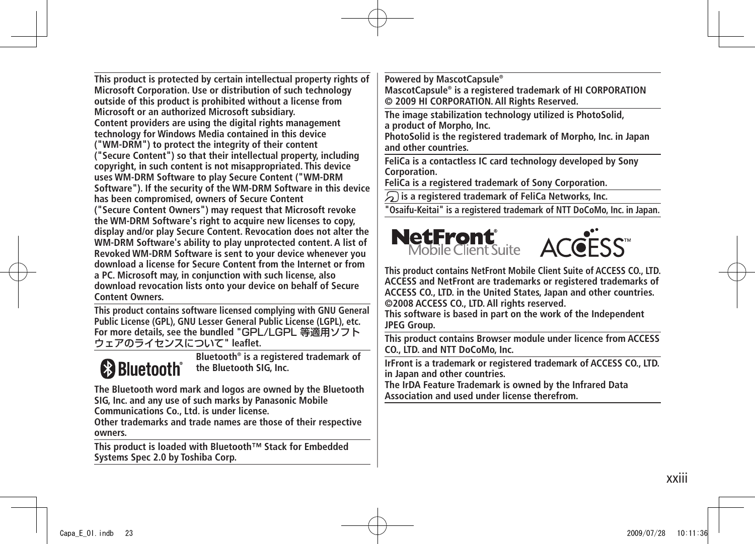This product is protected by certain intellectual property rights of Microsoft Corporation. Use or distribution of such technology outside of this product is prohibited without a license from Microsoft or an authorized Microsoft subsidiary.
Content providers are using the digital rights management technology for Windows Media contained in this device ("WM-DRM") to protect the integrity of their content ("Secure Content") so that their intellectual property, including copyright, in such content is not misappropriated. This device uses WM-DRM Software to play Secure Content ("WM-DRM Software"). If the security of the WM-DRM Software in this device has been compromised, owners of Secure Content ("Secure Content Owners") may request that Microsoft revoke the WM-DRM Software's right to acquire new licenses to copy, display and/or play Secure Content. Revocation does not alter the WM-DRM Software's ability to play unprotected content. A list of Revoked WM-DRM Software is sent to your device whenever you download a license for Secure Content from the Internet or from a PC. Microsoft may, in conjunction with such license, also download revocation lists onto your device on behalf of Secure Content Owners.

This product contains software licensed complying with GNU General Public License (GPL), GNU Lesser General Public License (LGPL), etc. For more details, see the bundled "GPL/LGPL 等適用ソフトウェアのライセンスについて" leaflet.

Bluetooth® is a registered trademark of the Bluetooth SIG, Inc.

The Bluetooth word mark and logos are owned by the Bluetooth SIG, Inc. and any use of such marks by Panasonic Mobile Communications Co., Ltd. is under license.
Other trademarks and trade names are those of their respective owners.

This product is loaded with Bluetooth™ Stack for Embedded Systems Spec 2.0 by Toshiba Corp.

Powered by MascotCapsule®
MascotCapsule® is a registered trademark of HI CORPORATION
© 2009 HI CORPORATION. All Rights Reserved.

The image stabilization technology utilized is PhotoSolid, a product of Morpho, Inc.
PhotoSolid is the registered trademark of Morpho, Inc. in Japan and other countries.

FeliCa is a contactless IC card technology developed by Sony Corporation.
FeliCa is a registered trademark of Sony Corporation.

is a registered trademark of FeliCa Networks, Inc.

"Osaifu-Keitai" is a registered trademark of NTT DoCoMo, Inc. in Japan.

This product contains NetFront Mobile Client Suite of ACCESS CO., LTD.
ACCESS and NetFront are trademarks or registered trademarks of ACCESS CO., LTD. in the United States, Japan and other countries.
©2008 ACCESS CO., LTD. All rights reserved.
This software is based in part on the work of the Independent JPEG Group.

This product contains Browser module under licence from ACCESS CO., LTD. and NTT DoCoMo, Inc.

IrFront is a trademark or registered trademark of ACCESS CO., LTD. in Japan and other countries.
The IrDA Feature Trademark is owned by the Infrared Data Association and used under license therefrom.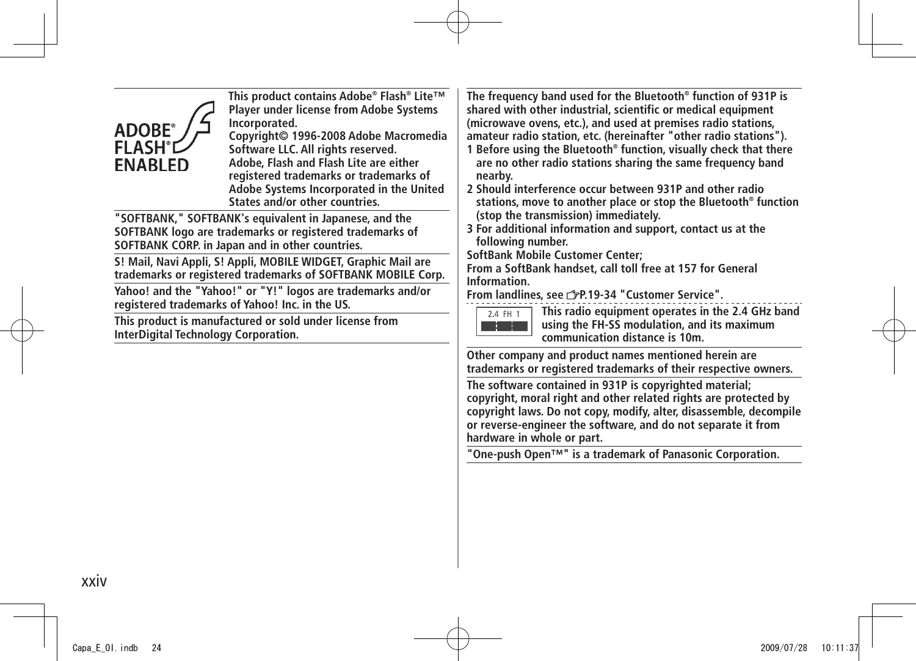This product contains Adobe® Flash® Lite™ Player under license from Adobe Systems Incorporated.
Copyright© 1996-2008 Adobe Macromedia Software LLC. All rights reserved.
Adobe, Flash and Flash Lite are either registered trademarks or trademarks of Adobe Systems Incorporated in the United States and/or other countries.

"SOFTBANK," SOFTBANK's equivalent in Japanese, and the SOFTBANK logo are trademarks or registered trademarks of SOFTBANK CORP. in Japan and in other countries.

S! Mail, Navi Appli, S! Appli, MOBILE WIDGET, Graphic Mail are trademarks or registered trademarks of SOFTBANK MOBILE Corp.

Yahoo! and the "Yahoo!" or "Y!" logos are trademarks and/or registered trademarks of Yahoo! Inc. in the US.

This product is manufactured or sold under license from InterDigital Technology Corporation.

The frequency band used for the Bluetooth® function of 931P is shared with other industrial, scientific or medical equipment (microwave ovens, etc.), and used at premises radio stations, amateur radio station, etc. (hereinafter "other radio stations").

1. Before using the Bluetooth® function, visually check that there are no other radio stations sharing the same frequency band nearby.
2. Should interference occur between 931P and other radio stations, move to another place or stop the Bluetooth® function (stop the transmission) immediately.
3. For additional information and support, contact us at the following number.

SoftBank Mobile Customer Center;
From a SoftBank handset, call toll free at 157 for General Information.
From landlines, see ☞P.19-34 "Customer Service".

2.4 FH 1

This radio equipment operates in the 2.4 GHz band using the FH-SS modulation, and its maximum communication distance is 10m.

Other company and product names mentioned herein are trademarks or registered trademarks of their respective owners.

The software contained in 931P is copyrighted material; copyright, moral right and other related rights are protected by copyright laws. Do not copy, modify, alter, disassemble, decompile or reverse-engineer the software, and do not separate it from hardware in whole or part.

"One-push Open™" is a trademark of Panasonic Corporation.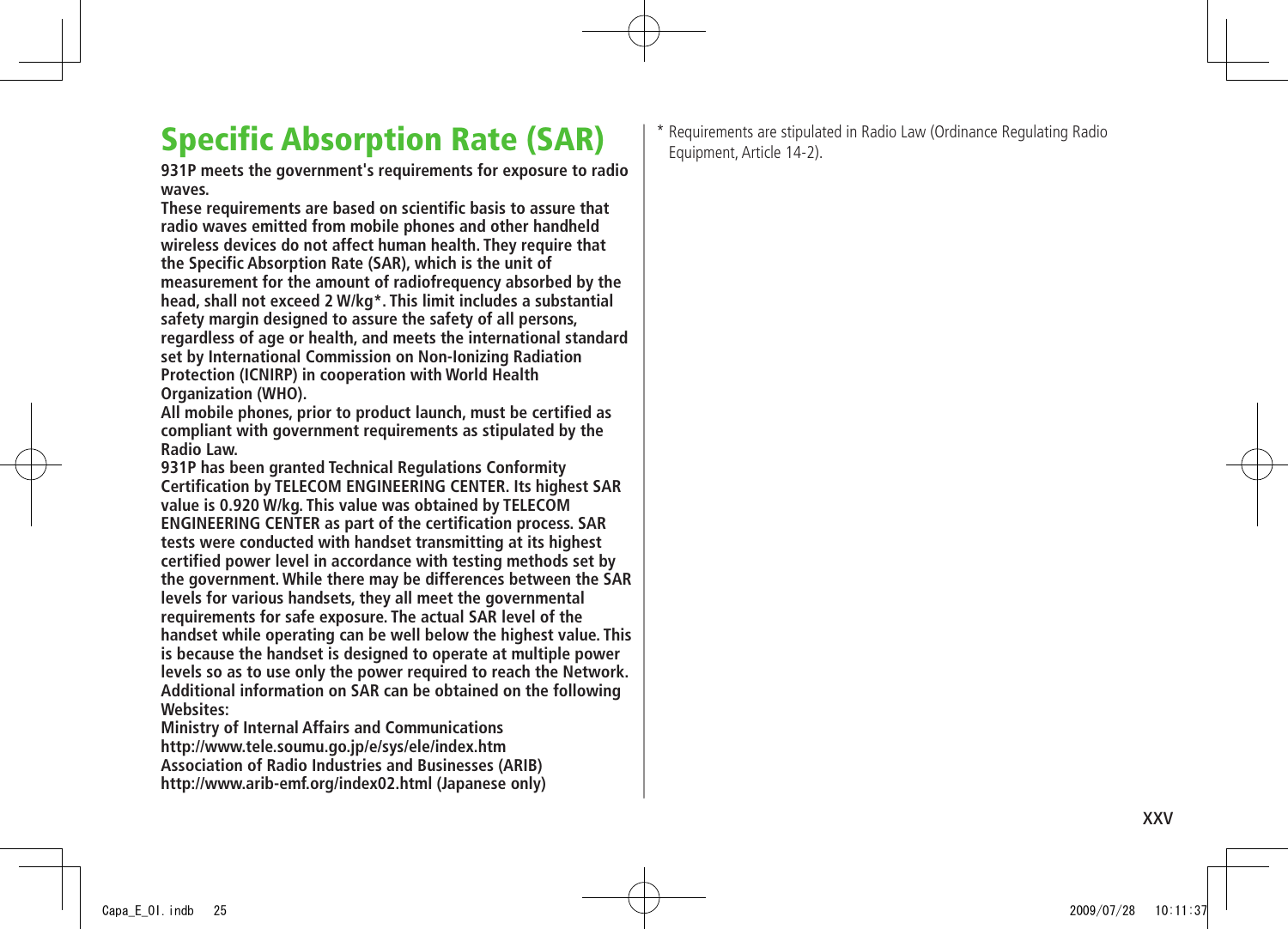# Specific Absorption Rate (SAR)

**931P meets the government's requirements for exposure to radio waves.**

**These requirements are based on scientific basis to assure that radio waves emitted from mobile phones and other handheld wireless devices do not affect human health. They require that the Specific Absorption Rate (SAR), which is the unit of measurement for the amount of radiofrequency absorbed by the head, shall not exceed 2 W/kg*. This limit includes a substantial safety margin designed to assure the safety of all persons, regardless of age or health, and meets the international standard set by International Commission on Non-Ionizing Radiation Protection (ICNIRP) in cooperation with World Health Organization (WHO).**

**All mobile phones, prior to product launch, must be certified as compliant with government requirements as stipulated by the Radio Law.**

**931P has been granted Technical Regulations Conformity Certification by TELECOM ENGINEERING CENTER. Its highest SAR value is 0.920 W/kg. This value was obtained by TELECOM ENGINEERING CENTER as part of the certification process. SAR tests were conducted with handset transmitting at its highest certified power level in accordance with testing methods set by the government. While there may be differences between the SAR levels for various handsets, they all meet the governmental requirements for safe exposure. The actual SAR level of the handset while operating can be well below the highest value. This is because the handset is designed to operate at multiple power levels so as to use only the power required to reach the Network.**

**Additional information on SAR can be obtained on the following Websites:**

**Ministry of Internal Affairs and Communications**
**http://www.tele.soumu.go.jp/e/sys/ele/index.htm**
**Association of Radio Industries and Businesses (ARIB)**
**http://www.arib-emf.org/index02.html (Japanese only)**

\* Requirements are stipulated in Radio Law (Ordinance Regulating Radio Equipment, Article 14-2).